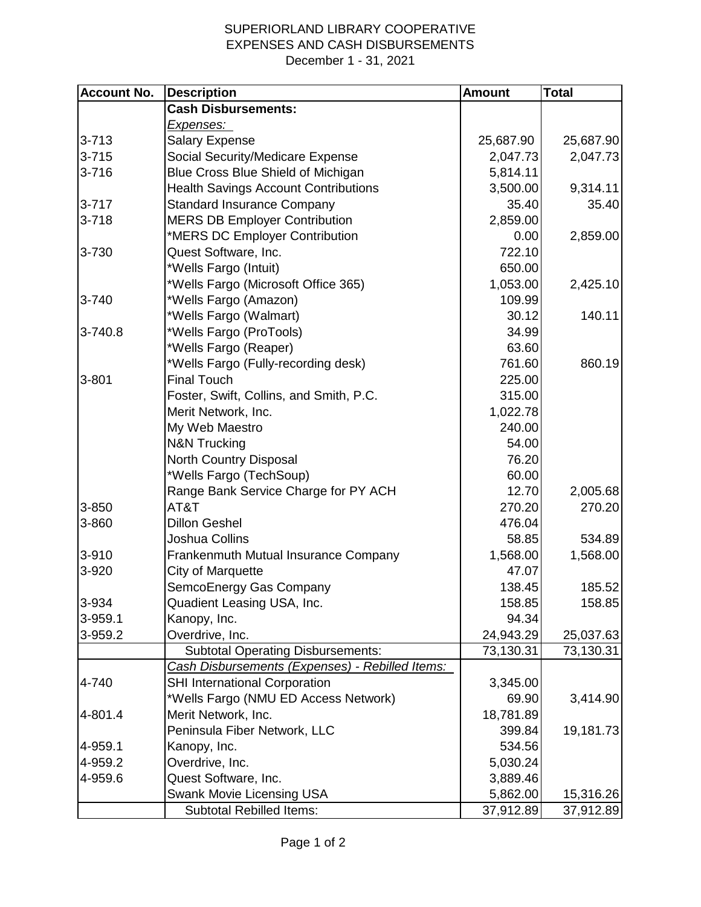SUPERIORLAND LIBRARY COOPERATIVE
EXPENSES AND CASH DISBURSEMENTS
December 1 - 31, 2021

| Account No. | Description | Amount | Total |
|---|---|---|---|
| | **Cash Disbursements:** | | |
| | *Expenses:* | | |
| 3-713 | Salary Expense | 25,687.90 | 25,687.90 |
| 3-715 | Social Security/Medicare Expense | 2,047.73 | 2,047.73 |
| 3-716 | Blue Cross Blue Shield of Michigan | 5,814.11 | |
| | Health Savings Account Contributions | 3,500.00 | 9,314.11 |
| 3-717 | Standard Insurance Company | 35.40 | 35.40 |
| 3-718 | MERS DB Employer Contribution | 2,859.00 | |
| | *MERS DC Employer Contribution | 0.00 | 2,859.00 |
| 3-730 | Quest Software, Inc. | 722.10 | |
| | *Wells Fargo (Intuit) | 650.00 | |
| | *Wells Fargo (Microsoft Office 365) | 1,053.00 | 2,425.10 |
| 3-740 | *Wells Fargo (Amazon) | 109.99 | |
| | *Wells Fargo (Walmart) | 30.12 | 140.11 |
| 3-740.8 | *Wells Fargo (ProTools) | 34.99 | |
| | *Wells Fargo (Reaper) | 63.60 | |
| | *Wells Fargo (Fully-recording desk) | 761.60 | 860.19 |
| 3-801 | Final Touch | 225.00 | |
| | Foster, Swift, Collins, and Smith, P.C. | 315.00 | |
| | Merit Network, Inc. | 1,022.78 | |
| | My Web Maestro | 240.00 | |
| | N&N Trucking | 54.00 | |
| | North Country Disposal | 76.20 | |
| | *Wells Fargo (TechSoup) | 60.00 | |
| | Range Bank Service Charge for PY ACH | 12.70 | 2,005.68 |
| 3-850 | AT&T | 270.20 | 270.20 |
| 3-860 | Dillon Geshel | 476.04 | |
| | Joshua Collins | 58.85 | 534.89 |
| 3-910 | Frankenmuth Mutual Insurance Company | 1,568.00 | 1,568.00 |
| 3-920 | City of Marquette | 47.07 | |
| | SemcoEnergy Gas Company | 138.45 | 185.52 |
| 3-934 | Quadient Leasing USA, Inc. | 158.85 | 158.85 |
| 3-959.1 | Kanopy, Inc. | 94.34 | |
| 3-959.2 | Overdrive, Inc. | 24,943.29 | 25,037.63 |
| | Subtotal Operating Disbursements: | 73,130.31 | 73,130.31 |
| | *Cash Disbursements (Expenses) - Rebilled Items:* | | |
| 4-740 | SHI International Corporation | 3,345.00 | |
| | *Wells Fargo (NMU ED Access Network) | 69.90 | 3,414.90 |
| 4-801.4 | Merit Network, Inc. | 18,781.89 | |
| | Peninsula Fiber Network, LLC | 399.84 | 19,181.73 |
| 4-959.1 | Kanopy, Inc. | 534.56 | |
| 4-959.2 | Overdrive, Inc. | 5,030.24 | |
| 4-959.6 | Quest Software, Inc. | 3,889.46 | |
| | Swank Movie Licensing USA | 5,862.00 | 15,316.26 |
| | Subtotal Rebilled Items: | 37,912.89 | 37,912.89 |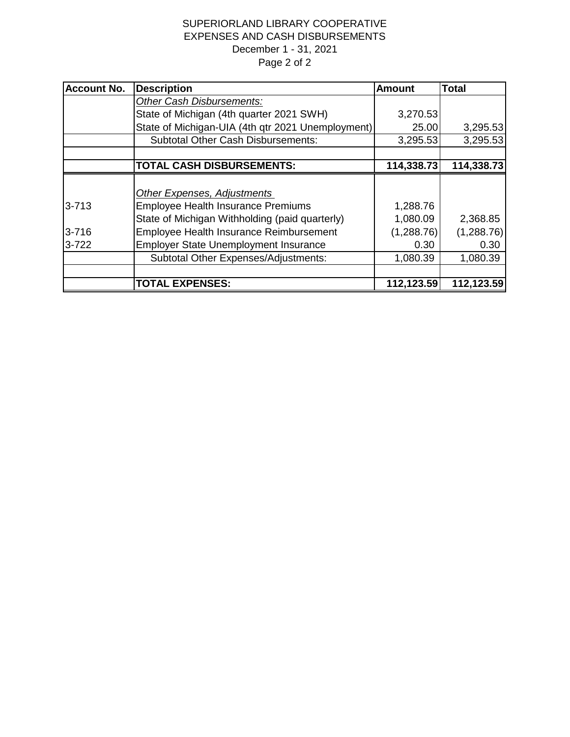SUPERIORLAND LIBRARY COOPERATIVE
EXPENSES AND CASH DISBURSEMENTS
December 1 - 31, 2021

| Account No. | Description | Amount | Total |
|---|---|---|---|
| | *Other Cash Disbursements:* | | |
| | State of Michigan (4th quarter 2021 SWH) | 3,270.53 | |
| | State of Michigan-UIA (4th qtr 2021 Unemployment) | 25.00 | 3,295.53 |
| | Subtotal Other Cash Disbursements: | 3,295.53 | 3,295.53 |
| | | | |
| | **TOTAL CASH DISBURSEMENTS:** | **114,338.73** | **114,338.73** |
| | *Other Expenses, Adjustments* | | |
| 3-713 | Employee Health Insurance Premiums | 1,288.76 | |
| | State of Michigan Withholding (paid quarterly) | 1,080.09 | 2,368.85 |
| 3-716 | Employee Health Insurance Reimbursement | (1,288.76) | (1,288.76) |
| 3-722 | Employer State Unemployment Insurance | 0.30 | 0.30 |
| | Subtotal Other Expenses/Adjustments: | 1,080.39 | 1,080.39 |
| | | | |
| | **TOTAL EXPENSES:** | **112,123.59** | **112,123.59** |